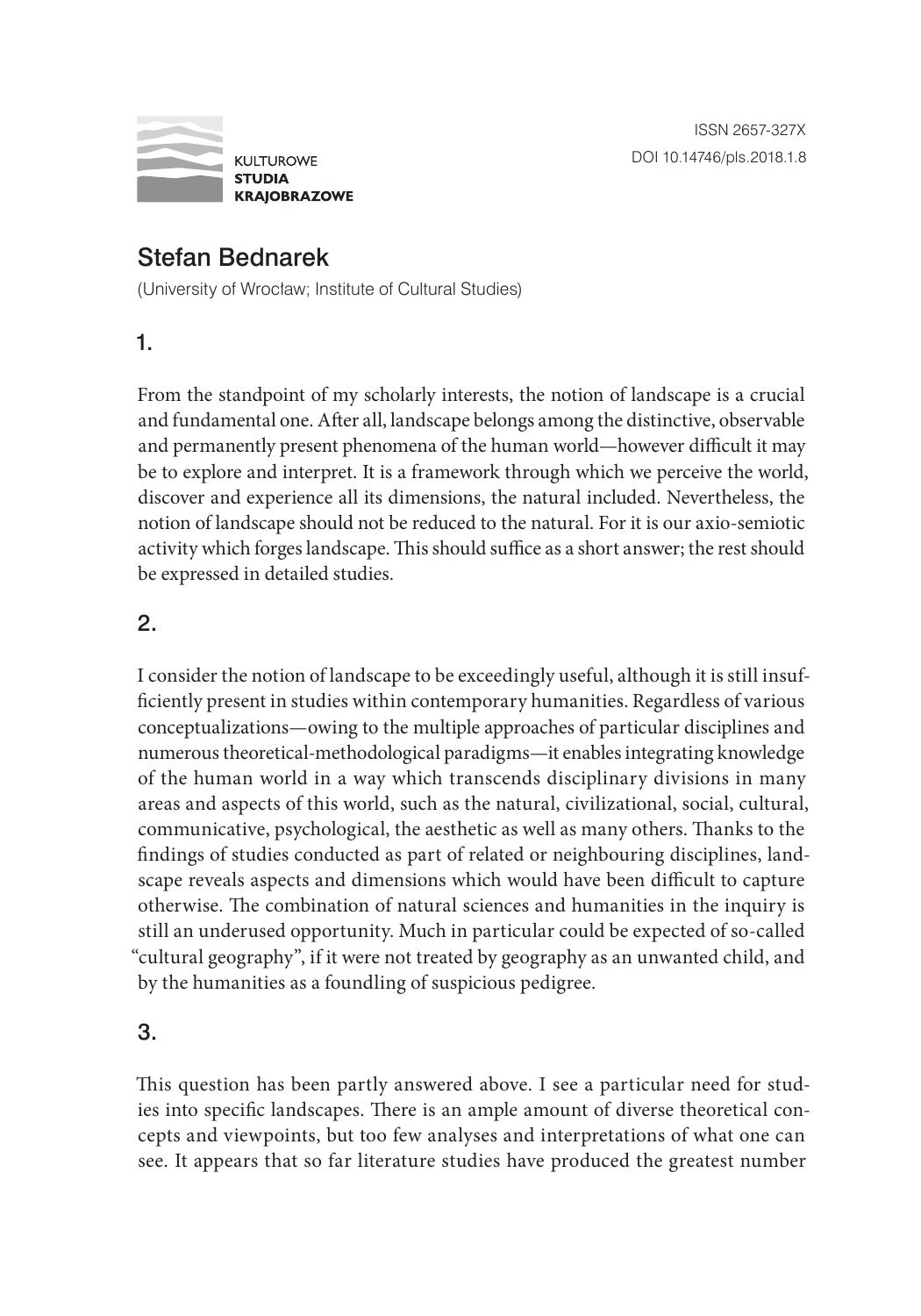# Stefan Bednarek

(University of Wrocław; Institute of Cultural Studies)

## 1.

From the standpoint of my scholarly interests, the notion of landscape is a crucial and fundamental one. After all, landscape belongs among the distinctive, observable and permanently present phenomena of the human world—however difficult it may be to explore and interpret. It is a framework through which we perceive the world, discover and experience all its dimensions, the natural included. Nevertheless, the notion of landscape should not be reduced to the natural. For it is our axio-semiotic activity which forges landscape. This should suffice as a short answer; the rest should be expressed in detailed studies.

## 2.

I consider the notion of landscape to be exceedingly useful, although it is still insufficiently present in studies within contemporary humanities. Regardless of various conceptualizations—owing to the multiple approaches of particular disciplines and numerous theoretical-methodological paradigms—it enables integrating knowledge of the human world in a way which transcends disciplinary divisions in many areas and aspects of this world, such as the natural, civilizational, social, cultural, communicative, psychological, the aesthetic as well as many others. Thanks to the findings of studies conducted as part of related or neighbouring disciplines, landscape reveals aspects and dimensions which would have been difficult to capture otherwise. The combination of natural sciences and humanities in the inquiry is still an underused opportunity. Much in particular could be expected of so-called "cultural geography", if it were not treated by geography as an unwanted child, and by the humanities as a foundling of suspicious pedigree.

## 3.

This question has been partly answered above. I see a particular need for studies into specific landscapes. There is an ample amount of diverse theoretical concepts and viewpoints, but too few analyses and interpretations of what one can see. It appears that so far literature studies have produced the greatest number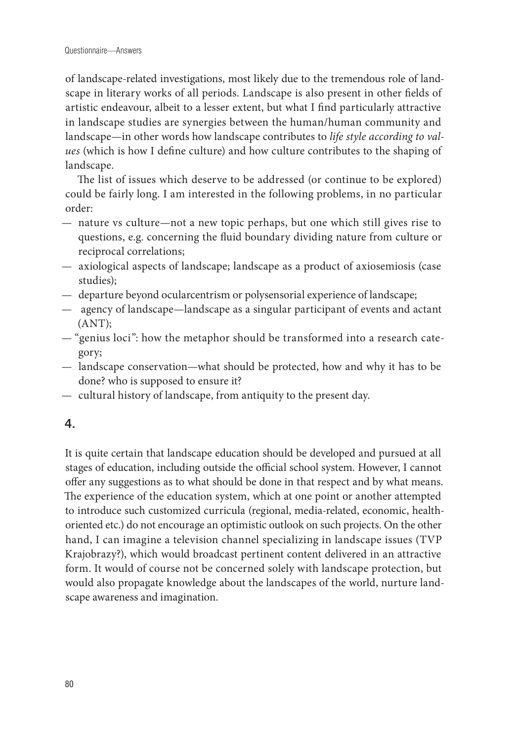of landscape-related investigations, most likely due to the tremendous role of landscape in literary works of all periods. Landscape is also present in other fields of artistic endeavour, albeit to a lesser extent, but what I find particularly attractive in landscape studies are synergies between the human/human community and landscape—in other words how landscape contributes to *life style according to values* (which is how I define culture) and how culture contributes to the shaping of landscape.

The list of issues which deserve to be addressed (or continue to be explored) could be fairly long. I am interested in the following problems, in no particular order:

— nature vs culture—not a new topic perhaps, but one which still gives rise to questions, e.g. concerning the fluid boundary dividing nature from culture or reciprocal correlations;
— axiological aspects of landscape; landscape as a product of axiosemiosis (case studies);
— departure beyond ocularcentrism or polysensorial experience of landscape;
— agency of landscape—landscape as a singular participant of events and actant (ANT);
— "genius loci": how the metaphor should be transformed into a research category;
— landscape conservation—what should be protected, how and why it has to be done? who is supposed to ensure it?
— cultural history of landscape, from antiquity to the present day.

## 4.

It is quite certain that landscape education should be developed and pursued at all stages of education, including outside the official school system. However, I cannot offer any suggestions as to what should be done in that respect and by what means. The experience of the education system, which at one point or another attempted to introduce such customized curricula (regional, media-related, economic, health-oriented etc.) do not encourage an optimistic outlook on such projects. On the other hand, I can imagine a television channel specializing in landscape issues (TVP Krajobrazy?), which would broadcast pertinent content delivered in an attractive form. It would of course not be concerned solely with landscape protection, but would also propagate knowledge about the landscapes of the world, nurture landscape awareness and imagination.